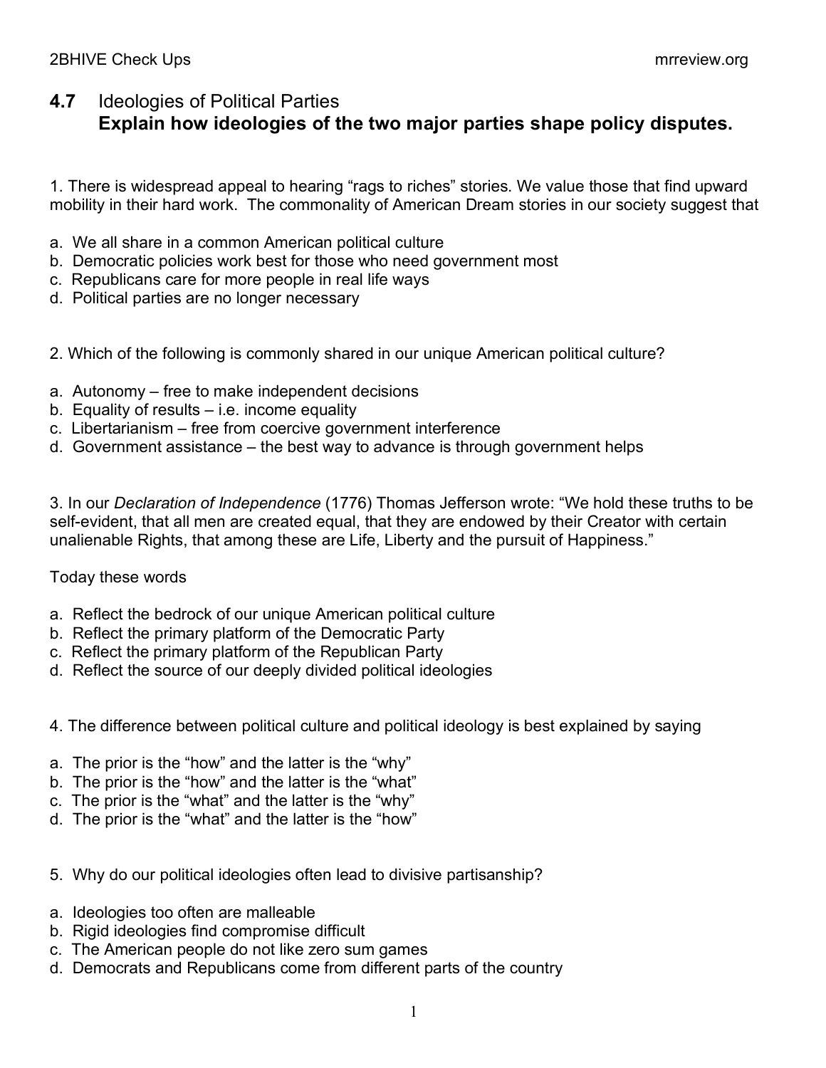## **4.7** Ideologies of Political Parties
### **Explain how ideologies of the two major parties shape policy disputes.**

1. There is widespread appeal to hearing "rags to riches" stories. We value those that find upward mobility in their hard work. The commonality of American Dream stories in our society suggest that

a. We all share in a common American political culture
b. Democratic policies work best for those who need government most
c. Republicans care for more people in real life ways
d. Political parties are no longer necessary

2. Which of the following is commonly shared in our unique American political culture?

a. Autonomy – free to make independent decisions
b. Equality of results – i.e. income equality
c. Libertarianism – free from coercive government interference
d. Government assistance – the best way to advance is through government helps

3. In our *Declaration of Independence* (1776) Thomas Jefferson wrote: "We hold these truths to be self-evident, that all men are created equal, that they are endowed by their Creator with certain unalienable Rights, that among these are Life, Liberty and the pursuit of Happiness."

Today these words

a. Reflect the bedrock of our unique American political culture
b. Reflect the primary platform of the Democratic Party
c. Reflect the primary platform of the Republican Party
d. Reflect the source of our deeply divided political ideologies

4. The difference between political culture and political ideology is best explained by saying

a. The prior is the "how" and the latter is the "why"
b. The prior is the "how" and the latter is the "what"
c. The prior is the "what" and the latter is the "why"
d. The prior is the "what" and the latter is the "how"

5. Why do our political ideologies often lead to divisive partisanship?

a. Ideologies too often are malleable
b. Rigid ideologies find compromise difficult
c. The American people do not like zero sum games
d. Democrats and Republicans come from different parts of the country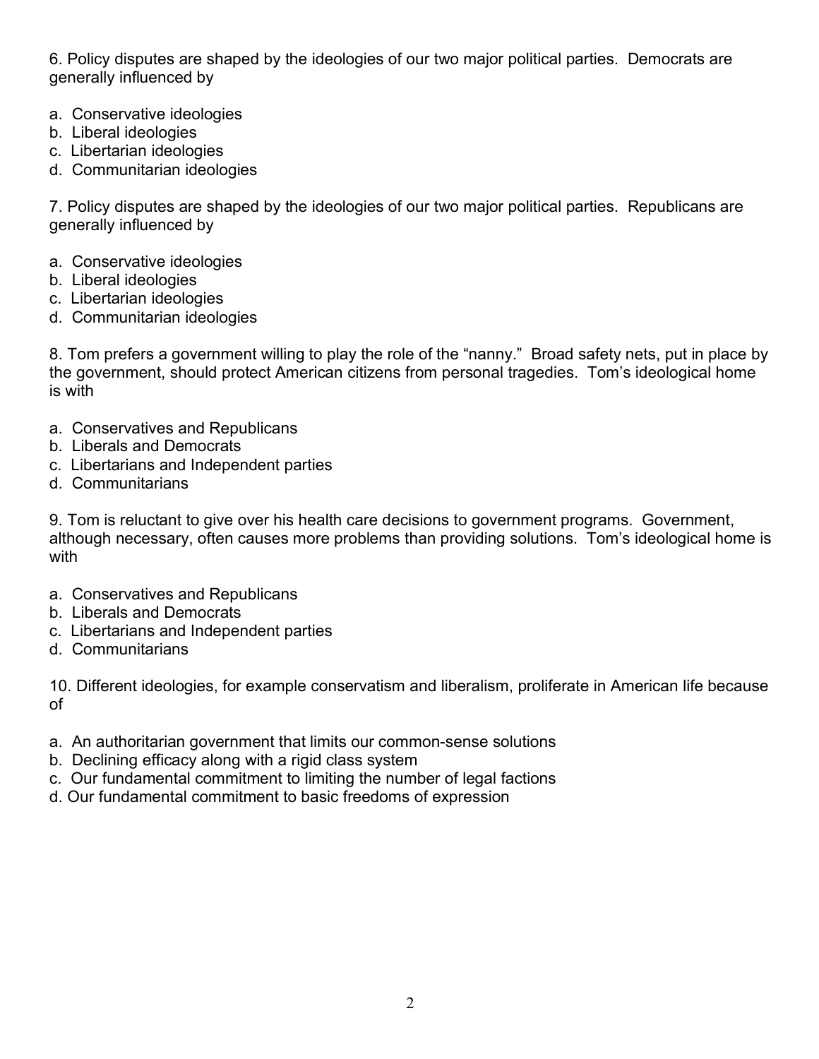6. Policy disputes are shaped by the ideologies of our two major political parties. Democrats are generally influenced by

a. Conservative ideologies
b. Liberal ideologies
c. Libertarian ideologies
d. Communitarian ideologies

7. Policy disputes are shaped by the ideologies of our two major political parties. Republicans are generally influenced by

a. Conservative ideologies
b. Liberal ideologies
c. Libertarian ideologies
d. Communitarian ideologies

8. Tom prefers a government willing to play the role of the "nanny." Broad safety nets, put in place by the government, should protect American citizens from personal tragedies. Tom's ideological home is with

a. Conservatives and Republicans
b. Liberals and Democrats
c. Libertarians and Independent parties
d. Communitarians

9. Tom is reluctant to give over his health care decisions to government programs. Government, although necessary, often causes more problems than providing solutions. Tom's ideological home is with

a. Conservatives and Republicans
b. Liberals and Democrats
c. Libertarians and Independent parties
d. Communitarians

10. Different ideologies, for example conservatism and liberalism, proliferate in American life because of

a. An authoritarian government that limits our common-sense solutions
b. Declining efficacy along with a rigid class system
c. Our fundamental commitment to limiting the number of legal factions
d. Our fundamental commitment to basic freedoms of expression